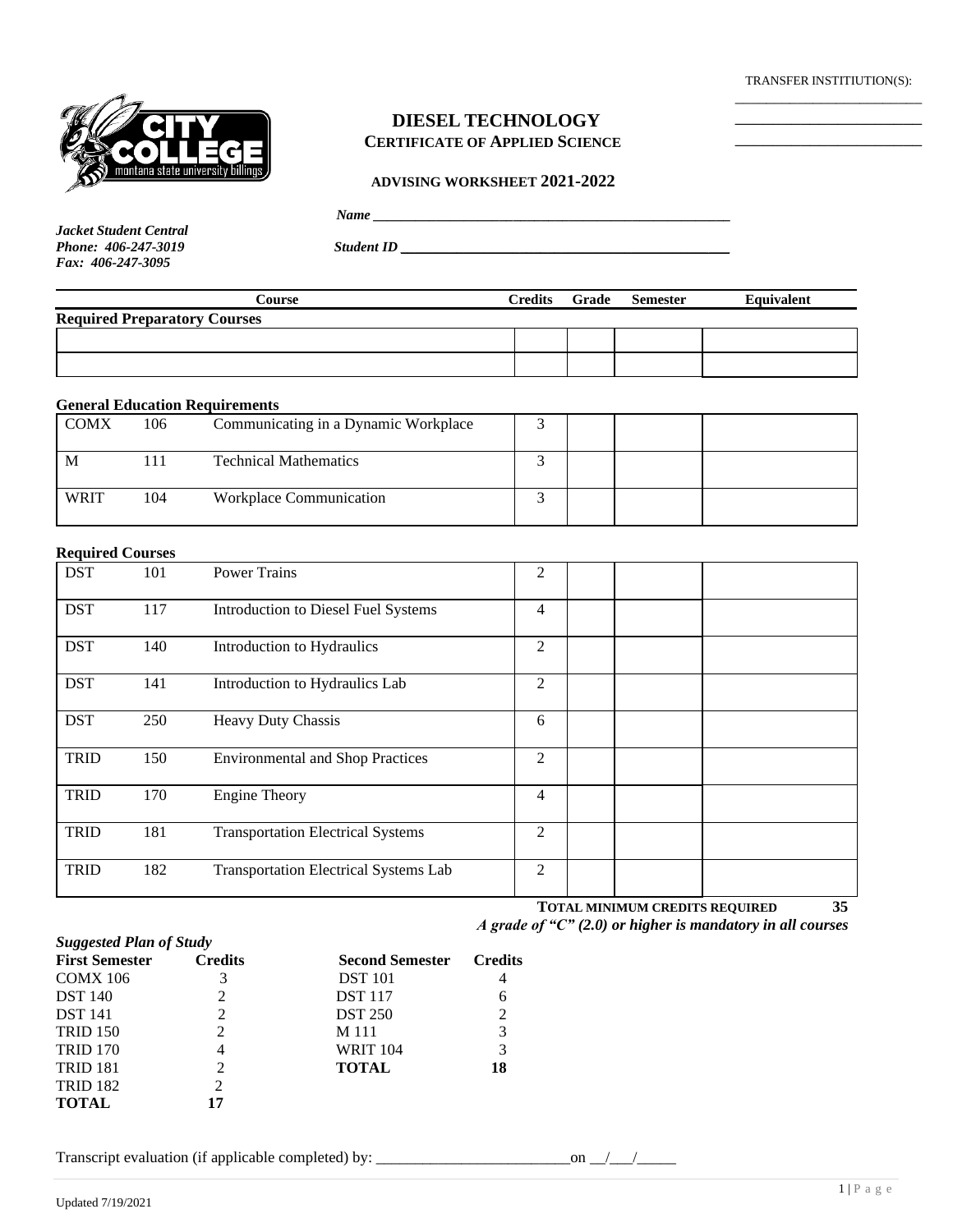TRANSFER INSTITIUTION(S):

\_\_\_\_\_\_\_\_\_\_\_\_\_\_\_\_\_\_\_\_\_\_\_\_

\_\_\_\_\_\_\_\_\_\_\_\_\_\_\_\_\_\_\_\_\_\_\_\_

\_\_\_\_\_\_\_\_\_\_\_\_\_\_\_\_\_\_\_\_\_\_\_\_

# DIESEL TECHNOLOGY

## CERTIFICATE OF APPLIED SCIENCE

### ADVISING WORKSHEET 2021-2022

***Name*** \_\_\_\_\_\_\_\_\_\_\_\_\_\_\_\_\_\_\_\_\_\_\_\_\_\_\_\_\_\_\_\_\_\_\_\_\_\_\_\_\_\_\_\_

***Jacket Student Central***
***Phone: 406-247-3019***
***Fax: 406-247-3095***

***Student ID*** \_\_\_\_\_\_\_\_\_\_\_\_\_\_\_\_\_\_\_\_\_\_\_\_\_\_\_\_\_\_\_\_\_\_\_\_\_\_\_\_\_\_\_\_

| Course | | | Credits | Grade | Semester | Equivalent |
|---|---|---|---|---|---|---|
| **Required Preparatory Courses** | | | | | | |
| | | | | | | |
| | | | | | | |
| **General Education Requirements** | | | | | | |
| COMX | 106 | Communicating in a Dynamic Workplace | 3 | | | |
| M | 111 | Technical Mathematics | 3 | | | |
| WRIT | 104 | Workplace Communication | 3 | | | |
| **Required Courses** | | | | | | |
| DST | 101 | Power Trains | 2 | | | |
| DST | 117 | Introduction to Diesel Fuel Systems | 4 | | | |
| DST | 140 | Introduction to Hydraulics | 2 | | | |
| DST | 141 | Introduction to Hydraulics Lab | 2 | | | |
| DST | 250 | Heavy Duty Chassis | 6 | | | |
| TRID | 150 | Environmental and Shop Practices | 2 | | | |
| TRID | 170 | Engine Theory | 4 | | | |
| TRID | 181 | Transportation Electrical Systems | 2 | | | |
| TRID | 182 | Transportation Electrical Systems Lab | 2 | | | |

**TOTAL MINIMUM CREDITS REQUIRED 35**

***A grade of "C" (2.0) or higher is mandatory in all courses***

***Suggested Plan of Study***

| First Semester | Credits | Second Semester | Credits |
|---|---|---|---|
| COMX 106 | 3 | DST 101 | 4 |
| DST 140 | 2 | DST 117 | 6 |
| DST 141 | 2 | DST 250 | 2 |
| TRID 150 | 2 | M 111 | 3 |
| TRID 170 | 4 | WRIT 104 | 3 |
| TRID 181 | 2 | **TOTAL** | **18** |
| TRID 182 | 2 | | |
| **TOTAL** | **17** | | |

Transcript evaluation (if applicable completed) by: \_\_\_\_\_\_\_\_\_\_\_\_\_\_\_\_\_\_\_\_\_\_\_\_\_on \_\_/\_\_\_/\_\_\_\_\_

Updated 7/19/2021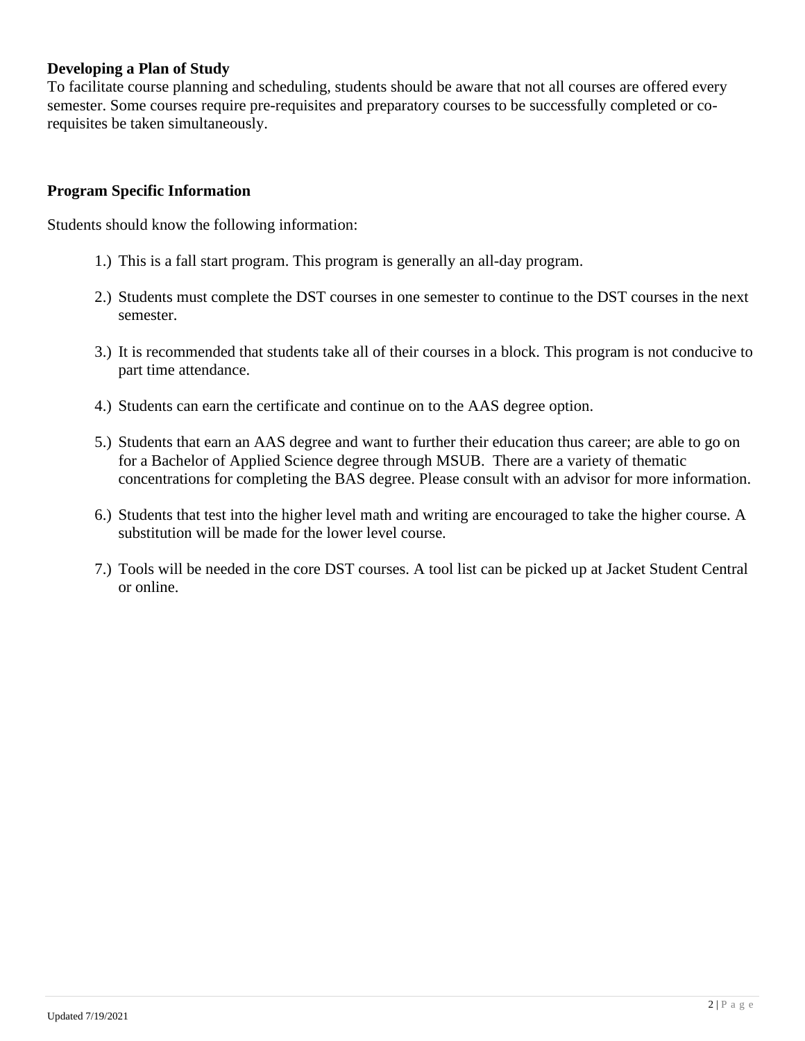**Developing a Plan of Study**

To facilitate course planning and scheduling, students should be aware that not all courses are offered every semester. Some courses require pre-requisites and preparatory courses to be successfully completed or co-requisites be taken simultaneously.

**Program Specific Information**

Students should know the following information:

1.) This is a fall start program. This program is generally an all-day program.

2.) Students must complete the DST courses in one semester to continue to the DST courses in the next semester.

3.) It is recommended that students take all of their courses in a block. This program is not conducive to part time attendance.

4.) Students can earn the certificate and continue on to the AAS degree option.

5.) Students that earn an AAS degree and want to further their education thus career; are able to go on for a Bachelor of Applied Science degree through MSUB. There are a variety of thematic concentrations for completing the BAS degree. Please consult with an advisor for more information.

6.) Students that test into the higher level math and writing are encouraged to take the higher course. A substitution will be made for the lower level course.

7.) Tools will be needed in the core DST courses. A tool list can be picked up at Jacket Student Central or online.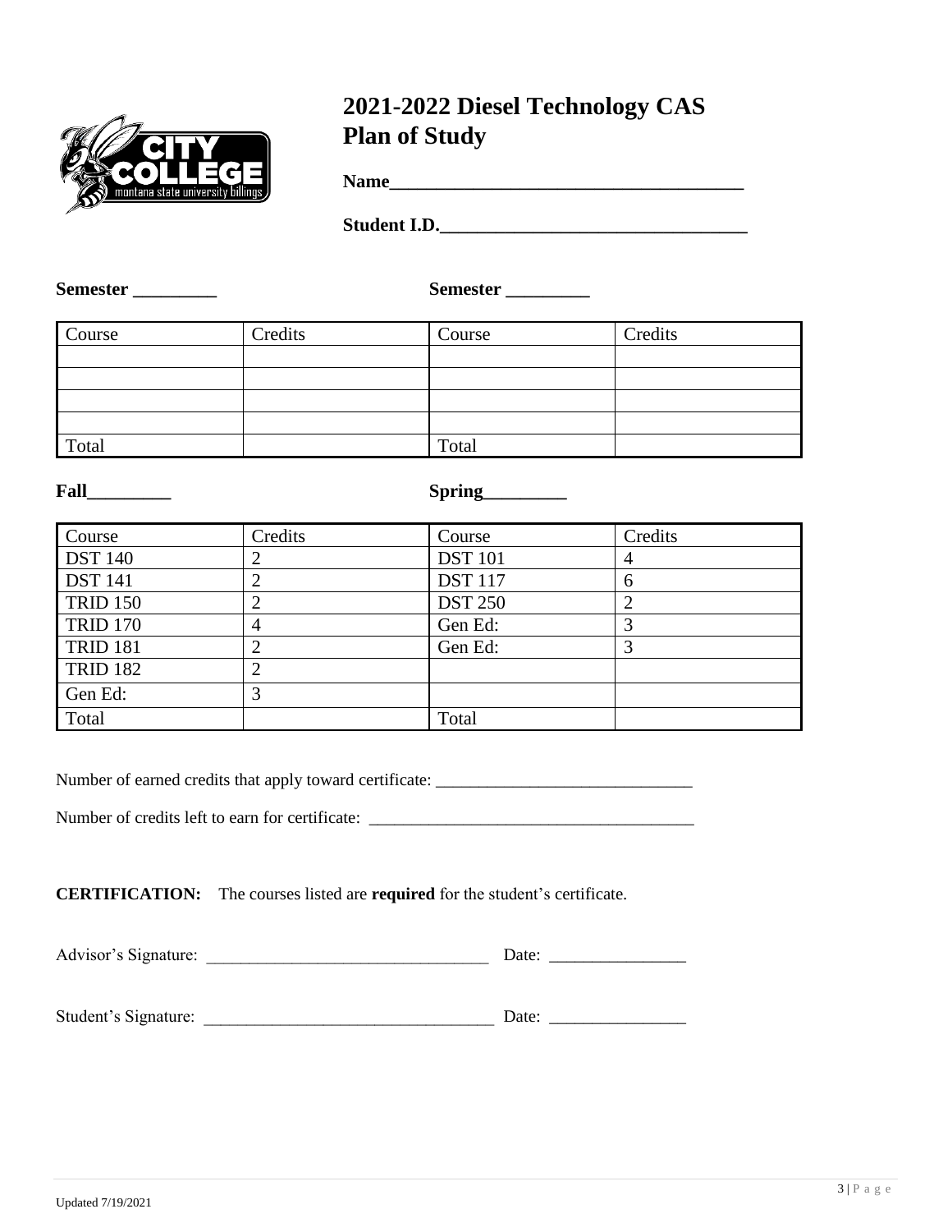# 2021-2022 Diesel Technology CAS Plan of Study

**Name**______________________________________

**Student I.D.**_________________________________

**Semester** _________ | **Semester** _________

| Course | Credits | Course | Credits |
|---|---|---|---|
| | | | |
| | | | |
| | | | |
| | | | |
| Total | | Total | |

**Fall**_________ | **Spring**_________

| Course | Credits | Course | Credits |
|---|---|---|---|
| DST 140 | 2 | DST 101 | 4 |
| DST 141 | 2 | DST 117 | 6 |
| TRID 150 | 2 | DST 250 | 2 |
| TRID 170 | 4 | Gen Ed: | 3 |
| TRID 181 | 2 | Gen Ed: | 3 |
| TRID 182 | 2 | | |
| Gen Ed: | 3 | | |
| Total | | Total | |

Number of earned credits that apply toward certificate: ______________________________

Number of credits left to earn for certificate: ______________________________________

**CERTIFICATION:** The courses listed are **required** for the student's certificate.

Advisor's Signature: __________________________________ Date: ________________

Student's Signature: ___________________________________ Date: ________________

Updated 7/19/2021